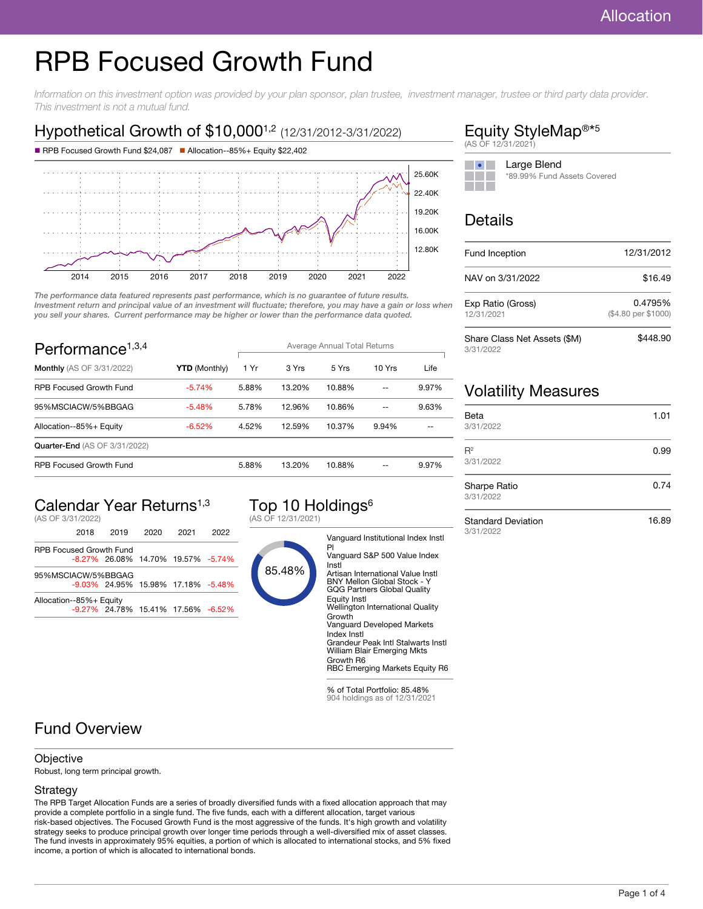# RPB Focused Growth Fund

*Information on this investment option was provided by your plan sponsor, plan trustee, investment manager, trustee or third party data provider. This investment is not a mutual fund.*

## Hypothetical Growth of $10,000[1,2] (12/31/2012-3/31/2022)

■ RPB Focused Growth Fund $24,087 ■ Allocation--85%+ Equity $22,402

*The performance data featured represents past performance, which is no guarantee of future results. Investment return and principal value of an investment will fluctuate; therefore, you may have a gain or loss when you sell your shares. Current performance may be higher or lower than the performance data quoted.*

## Performance[1,3,4]

| Monthly (AS OF 3/31/2022) | YTD (Monthly) | 1 Yr | 3 Yrs | 5 Yrs | 10 Yrs | Life |
|---|---|---|---|---|---|---|
| | | Average Annual Total Returns | | | | |
| RPB Focused Growth Fund | -5.74% | 5.88% | 13.20% | 10.88% | -- | 9.97% |
| 95%MSCIACW/5%BBGAG | -5.48% | 5.78% | 12.96% | 10.86% | -- | 9.63% |
| Allocation--85%+ Equity | -6.52% | 4.52% | 12.59% | 10.37% | 9.94% | -- |
| **Quarter-End** (AS OF 3/31/2022) | | | | | | |
| RPB Focused Growth Fund | | 5.88% | 13.20% | 10.88% | -- | 9.97% |

## Calendar Year Returns[1,3]

(AS OF 3/31/2022)

| | 2018 | 2019 | 2020 | 2021 | 2022 |
|---|---|---|---|---|---|
| RPB Focused Growth Fund | -8.27% | 26.08% | 14.70% | 19.57% | -5.74% |
| 95%MSCIACW/5%BBGAG | -9.03% | 24.95% | 15.98% | 17.18% | -5.48% |
| Allocation--85%+ Equity | -9.27% | 24.78% | 15.41% | 17.56% | -6.52% |

## Top 10 Holdings[6]

(AS OF 12/31/2021)

85.48%

- Vanguard Institutional Index Instl Pl
- Vanguard S&P 500 Value Index Instl
- Artisan International Value Instl
- BNY Mellon Global Stock - Y
- GQG Partners Global Quality Equity Instl
- Wellington International Quality Growth
- Vanguard Developed Markets Index Instl
- Grandeur Peak Intl Stalwarts Instl
- William Blair Emerging Mkts Growth R6
- RBC Emerging Markets Equity R6

% of Total Portfolio: 85.48%
904 holdings as of 12/31/2021

## Equity StyleMap®*[5]

(AS OF 12/31/2021)

Large Blend
*89.99% Fund Assets Covered

## Details

| | |
|---|---|
| Fund Inception | 12/31/2012 |
| NAV on 3/31/2022 | $16.49 |
| Exp Ratio (Gross) 12/31/2021 | 0.4795% ($4.80 per $1000) |
| Share Class Net Assets ($M) 3/31/2022 | $448.90 |

## Volatility Measures

| | |
|---|---|
| Beta 3/31/2022 | 1.01 |
| $R^2$ 3/31/2022 | 0.99 |
| Sharpe Ratio 3/31/2022 | 0.74 |
| Standard Deviation 3/31/2022 | 16.89 |

## Fund Overview

### Objective

Robust, long term principal growth.

### Strategy

The RPB Target Allocation Funds are a series of broadly diversified funds with a fixed allocation approach that may provide a complete portfolio in a single fund. The five funds, each with a different allocation, target various risk-based objectives. The Focused Growth Fund is the most aggressive of the funds. It's high growth and volatility strategy seeks to produce principal growth over longer time periods through a well-diversified mix of asset classes. The fund invests in approximately 95% equities, a portion of which is allocated to international stocks, and 5% fixed income, a portion of which is allocated to international bonds.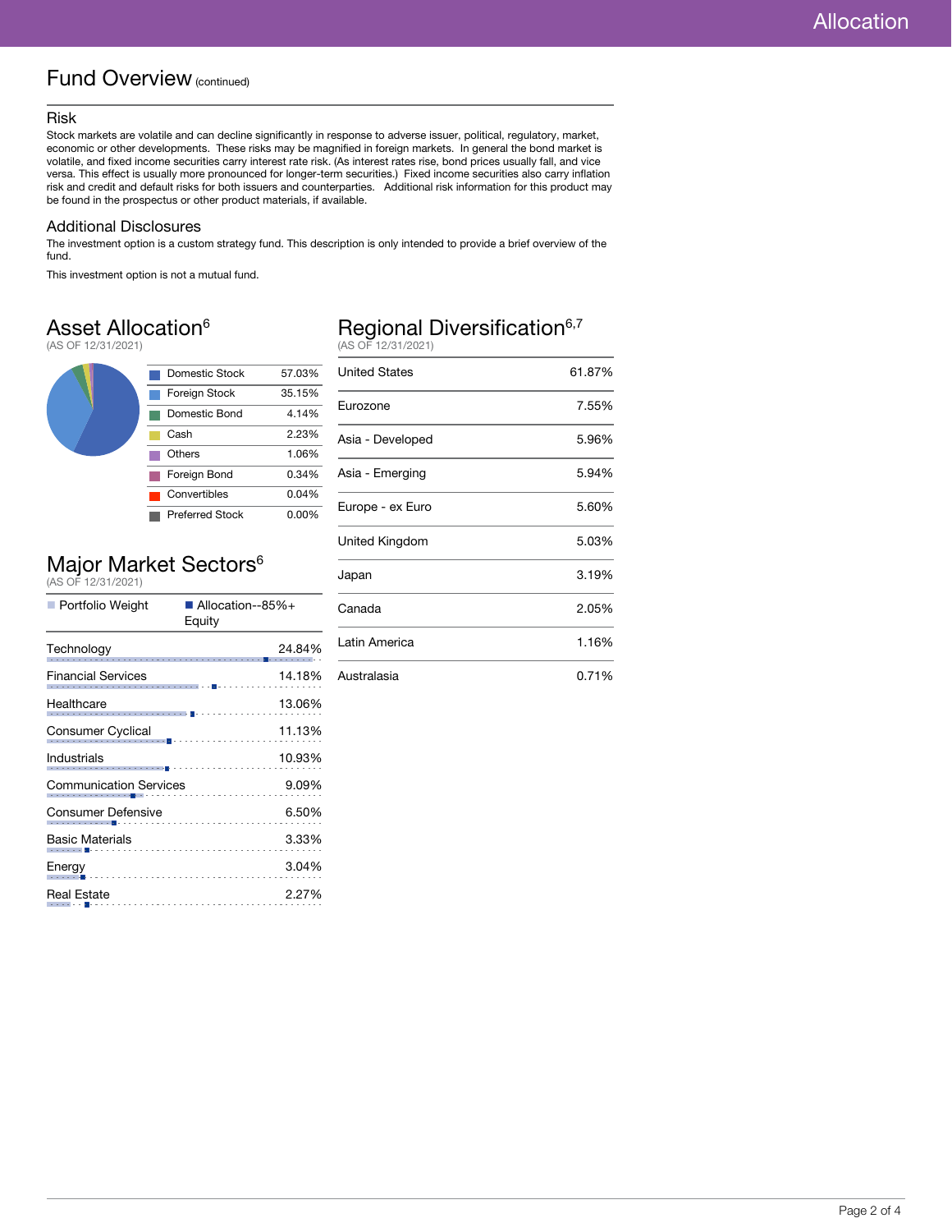# Fund Overview (continued)

## Risk

Stock markets are volatile and can decline significantly in response to adverse issuer, political, regulatory, market, economic or other developments. These risks may be magnified in foreign markets. In general the bond market is volatile, and fixed income securities carry interest rate risk. (As interest rates rise, bond prices usually fall, and vice versa. This effect is usually more pronounced for longer-term securities.) Fixed income securities also carry inflation risk and credit and default risks for both issuers and counterparties. Additional risk information for this product may be found in the prospectus or other product materials, if available.

## Additional Disclosures

The investment option is a custom strategy fund. This description is only intended to provide a brief overview of the fund.

This investment option is not a mutual fund.

## Asset Allocation[6]

(AS OF 12/31/2021)

| Asset | Allocation |
|---|---|
| Domestic Stock | 57.03% |
| Foreign Stock | 35.15% |
| Domestic Bond | 4.14% |
| Cash | 2.23% |
| Others | 1.06% |
| Foreign Bond | 0.34% |
| Convertibles | 0.04% |
| Preferred Stock | 0.00% |

## Regional Diversification[6,7]

(AS OF 12/31/2021)

| Region | Allocation |
|---|---|
| United States | 61.87% |
| Eurozone | 7.55% |
| Asia - Developed | 5.96% |
| Asia - Emerging | 5.94% |
| Europe - ex Euro | 5.60% |
| United Kingdom | 5.03% |
| Japan | 3.19% |
| Canada | 2.05% |
| Latin America | 1.16% |
| Australasia | 0.71% |

## Major Market Sectors[6]

(AS OF 12/31/2021)

Portfolio Weight | Allocation--85%+ Equity

| Sector | Portfolio Weight |
|---|---|
| Technology | 24.84% |
| Financial Services | 14.18% |
| Healthcare | 13.06% |
| Consumer Cyclical | 11.13% |
| Industrials | 10.93% |
| Communication Services | 9.09% |
| Consumer Defensive | 6.50% |
| Basic Materials | 3.33% |
| Energy | 3.04% |
| Real Estate | 2.27% |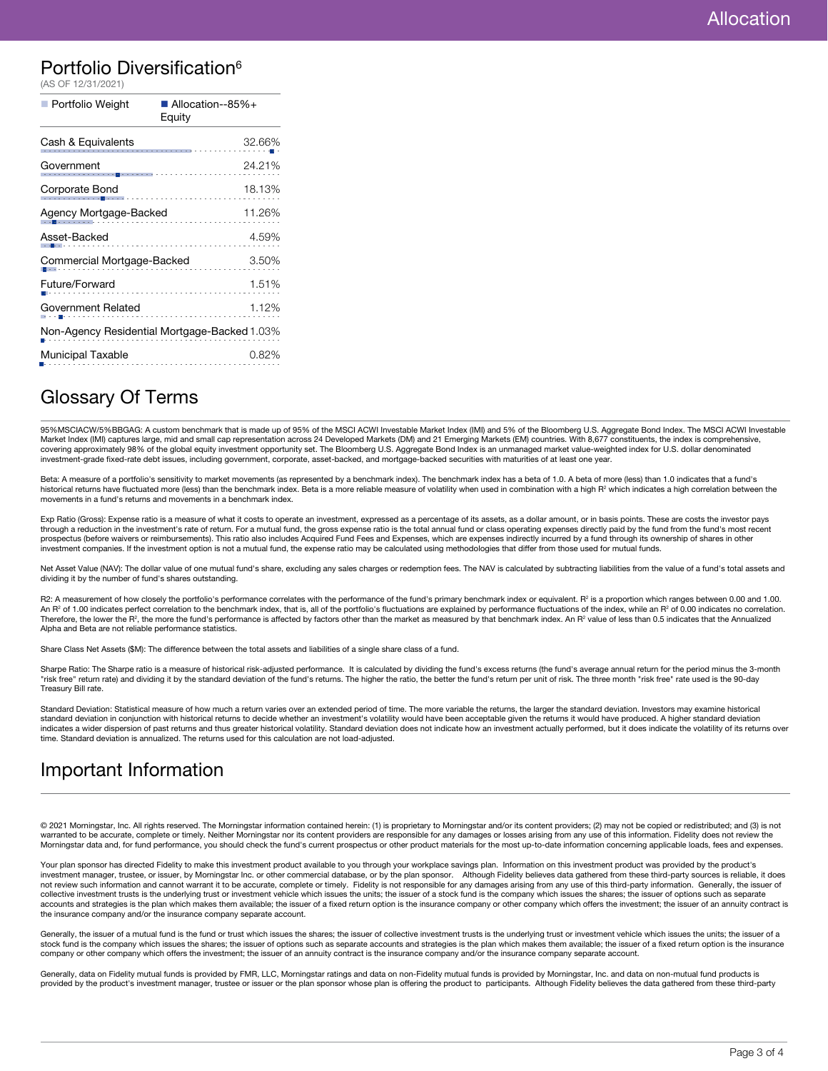# Portfolio Diversification[6]

(AS OF 12/31/2021)

| Portfolio Weight | Allocation--85%+ Equity |
|---|---|
| Cash & Equivalents | 32.66% |
| Government | 24.21% |
| Corporate Bond | 18.13% |
| Agency Mortgage-Backed | 11.26% |
| Asset-Backed | 4.59% |
| Commercial Mortgage-Backed | 3.50% |
| Future/Forward | 1.51% |
| Government Related | 1.12% |
| Non-Agency Residential Mortgage-Backed | 1.03% |
| Municipal Taxable | 0.82% |

## Glossary Of Terms

95%MSCIACW/5%BBGAG: A custom benchmark that is made up of 95% of the MSCI ACWI Investable Market Index (IMI) and 5% of the Bloomberg U.S. Aggregate Bond Index. The MSCI ACWI Investable Market Index (IMI) captures large, mid and small cap representation across 24 Developed Markets (DM) and 21 Emerging Markets (EM) countries. With 8,677 constituents, the index is comprehensive, covering approximately 98% of the global equity investment opportunity set. The Bloomberg U.S. Aggregate Bond Index is an unmanaged market value-weighted index for U.S. dollar denominated investment-grade fixed-rate debt issues, including government, corporate, asset-backed, and mortgage-backed securities with maturities of at least one year.

Beta: A measure of a portfolio's sensitivity to market movements (as represented by a benchmark index). The benchmark index has a beta of 1.0. A beta of more (less) than 1.0 indicates that a fund's historical returns have fluctuated more (less) than the benchmark index. Beta is a more reliable measure of volatility when used in combination with a high $R^2$ which indicates a high correlation between the movements in a fund's returns and movements in a benchmark index.

Exp Ratio (Gross): Expense ratio is a measure of what it costs to operate an investment, expressed as a percentage of its assets, as a dollar amount, or in basis points. These are costs the investor pays through a reduction in the investment's rate of return. For a mutual fund, the gross expense ratio is the total annual fund or class operating expenses directly paid by the fund from the fund's most recent prospectus (before waivers or reimbursements). This ratio also includes Acquired Fund Fees and Expenses, which are expenses indirectly incurred by a fund through its ownership of shares in other investment companies. If the investment option is not a mutual fund, the expense ratio may be calculated using methodologies that differ from those used for mutual funds.

Net Asset Value (NAV): The dollar value of one mutual fund's share, excluding any sales charges or redemption fees. The NAV is calculated by subtracting liabilities from the value of a fund's total assets and dividing it by the number of fund's shares outstanding.

R2: A measurement of how closely the portfolio's performance correlates with the performance of the fund's primary benchmark index or equivalent. $R^2$ is a proportion which ranges between 0.00 and 1.00. An $R^2$ of 1.00 indicates perfect correlation to the benchmark index, that is, all of the portfolio's fluctuations are explained by performance fluctuations of the index, while an $R^2$ of 0.00 indicates no correlation. Therefore, the lower the $R^2$, the more the fund's performance is affected by factors other than the market as measured by that benchmark index. An $R^2$ value of less than 0.5 indicates that the Annualized Alpha and Beta are not reliable performance statistics.

Share Class Net Assets ($M): The difference between the total assets and liabilities of a single share class of a fund.

Sharpe Ratio: The Sharpe ratio is a measure of historical risk-adjusted performance. It is calculated by dividing the fund's excess returns (the fund's average annual return for the period minus the 3-month "risk free" return rate) and dividing it by the standard deviation of the fund's returns. The higher the ratio, the better the fund's return per unit of risk. The three month "risk free" rate used is the 90-day Treasury Bill rate.

Standard Deviation: Statistical measure of how much a return varies over an extended period of time. The more variable the returns, the larger the standard deviation. Investors may examine historical standard deviation in conjunction with historical returns to decide whether an investment's volatility would have been acceptable given the returns it would have produced. A higher standard deviation indicates a wider dispersion of past returns and thus greater historical volatility. Standard deviation does not indicate how an investment actually performed, but it does indicate the volatility of its returns over time. Standard deviation is annualized. The returns used for this calculation are not load-adjusted.

## Important Information

© 2021 Morningstar, Inc. All rights reserved. The Morningstar information contained herein: (1) is proprietary to Morningstar and/or its content providers; (2) may not be copied or redistributed; and (3) is not warranted to be accurate, complete or timely. Neither Morningstar nor its content providers are responsible for any damages or losses arising from any use of this information. Fidelity does not review the Morningstar data and, for fund performance, you should check the fund's current prospectus or other product materials for the most up-to-date information concerning applicable loads, fees and expenses.

Your plan sponsor has directed Fidelity to make this investment product available to you through your workplace savings plan. Information on this investment product was provided by the product's investment manager, trustee, or issuer, by Morningstar Inc. or other commercial database, or by the plan sponsor. Although Fidelity believes data gathered from these third-party sources is reliable, it does not review such information and cannot warrant it to be accurate, complete or timely. Fidelity is not responsible for any damages arising from any use of this third-party information. Generally, the issuer of collective investment trusts is the underlying trust or investment vehicle which issues the units; the issuer of a stock fund is the company which issues the shares; the issuer of options such as separate accounts and strategies is the plan which makes them available; the issuer of a fixed return option is the insurance company or other company which offers the investment; the issuer of an annuity contract is the insurance company and/or the insurance company separate account.

Generally, the issuer of a mutual fund is the fund or trust which issues the shares; the issuer of collective investment trusts is the underlying trust or investment vehicle which issues the units; the issuer of a stock fund is the company which issues the shares; the issuer of options such as separate accounts and strategies is the plan which makes them available; the issuer of a fixed return option is the insurance company or other company which offers the investment; the issuer of an annuity contract is the insurance company and/or the insurance company separate account.

Generally, data on Fidelity mutual funds is provided by FMR, LLC, Morningstar ratings and data on non-Fidelity mutual funds is provided by Morningstar, Inc. and data on non-mutual fund products is provided by the product's investment manager, trustee or issuer or the plan sponsor whose plan is offering the product to participants. Although Fidelity believes the data gathered from these third-party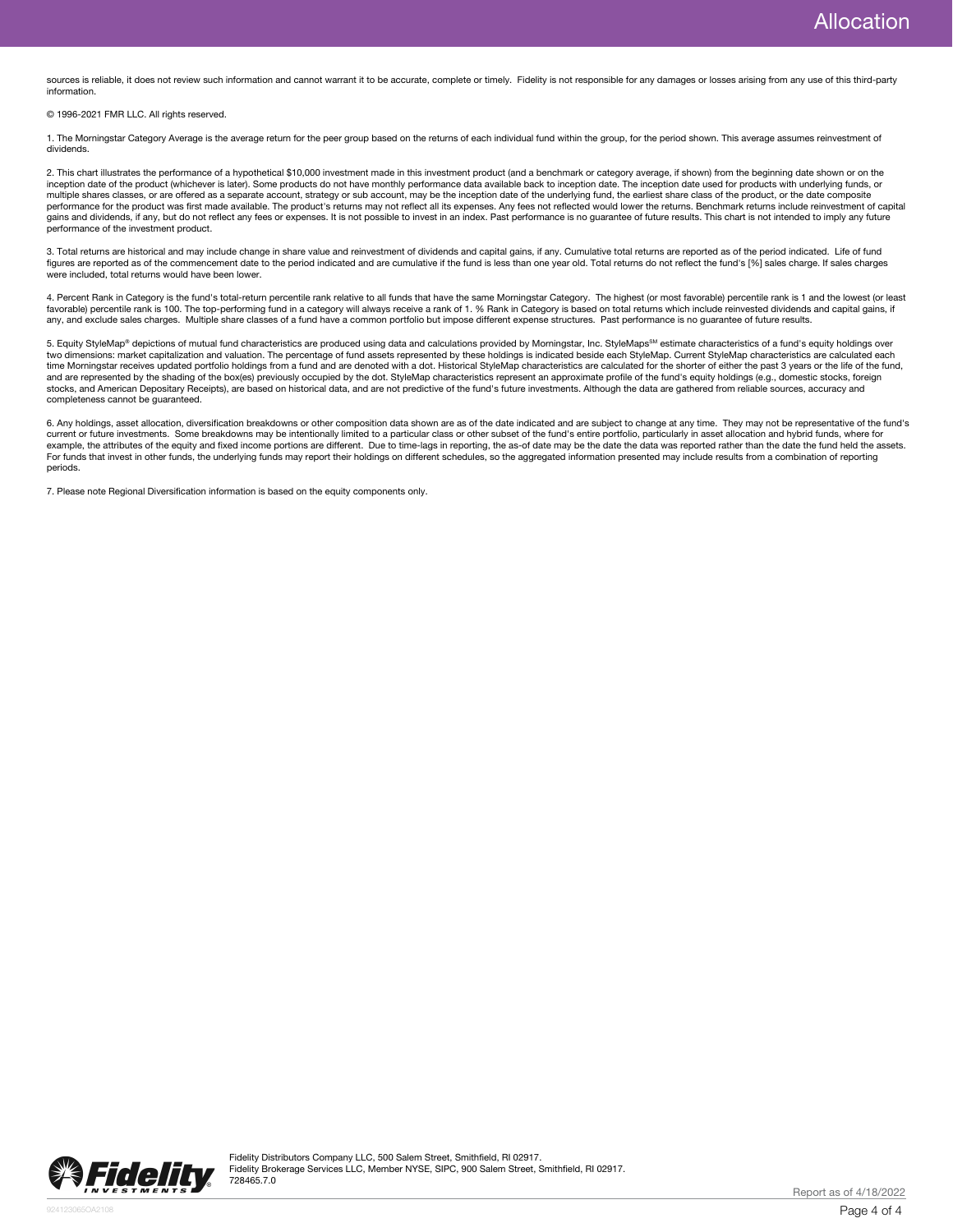sources is reliable, it does not review such information and cannot warrant it to be accurate, complete or timely. Fidelity is not responsible for any damages or losses arising from any use of this third-party information.

© 1996-2021 FMR LLC. All rights reserved.

1. The Morningstar Category Average is the average return for the peer group based on the returns of each individual fund within the group, for the period shown. This average assumes reinvestment of dividends.

2. This chart illustrates the performance of a hypothetical $10,000 investment made in this investment product (and a benchmark or category average, if shown) from the beginning date shown or on the inception date of the product (whichever is later). Some products do not have monthly performance data available back to inception date. The inception date used for products with underlying funds, or multiple shares classes, or are offered as a separate account, strategy or sub account, may be the inception date of the underlying fund, the earliest share class of the product, or the date composite performance for the product was first made available. The product's returns may not reflect all its expenses. Any fees not reflected would lower the returns. Benchmark returns include reinvestment of capital gains and dividends, if any, but do not reflect any fees or expenses. It is not possible to invest in an index. Past performance is no guarantee of future results. This chart is not intended to imply any future performance of the investment product.

3. Total returns are historical and may include change in share value and reinvestment of dividends and capital gains, if any. Cumulative total returns are reported as of the period indicated. Life of fund figures are reported as of the commencement date to the period indicated and are cumulative if the fund is less than one year old. Total returns do not reflect the fund's [%] sales charge. If sales charges were included, total returns would have been lower.

4. Percent Rank in Category is the fund's total-return percentile rank relative to all funds that have the same Morningstar Category. The highest (or most favorable) percentile rank is 1 and the lowest (or least favorable) percentile rank is 100. The top-performing fund in a category will always receive a rank of 1. % Rank in Category is based on total returns which include reinvested dividends and capital gains, if any, and exclude sales charges. Multiple share classes of a fund have a common portfolio but impose different expense structures. Past performance is no guarantee of future results.

5. Equity StyleMap® depictions of mutual fund characteristics are produced using data and calculations provided by Morningstar, Inc. StyleMaps℠ estimate characteristics of a fund's equity holdings over two dimensions: market capitalization and valuation. The percentage of fund assets represented by these holdings is indicated beside each StyleMap. Current StyleMap characteristics are calculated each time Morningstar receives updated portfolio holdings from a fund and are denoted with a dot. Historical StyleMap characteristics are calculated for the shorter of either the past 3 years or the life of the fund, and are represented by the shading of the box(es) previously occupied by the dot. StyleMap characteristics represent an approximate profile of the fund's equity holdings (e.g., domestic stocks, foreign stocks, and American Depositary Receipts), are based on historical data, and are not predictive of the fund's future investments. Although the data are gathered from reliable sources, accuracy and completeness cannot be guaranteed.

6. Any holdings, asset allocation, diversification breakdowns or other composition data shown are as of the date indicated and are subject to change at any time. They may not be representative of the fund's current or future investments. Some breakdowns may be intentionally limited to a particular class or other subset of the fund's entire portfolio, particularly in asset allocation and hybrid funds, where for example, the attributes of the equity and fixed income portions are different. Due to time-lags in reporting, the as-of date may be the date the data was reported rather than the date the fund held the assets. For funds that invest in other funds, the underlying funds may report their holdings on different schedules, so the aggregated information presented may include results from a combination of reporting periods.

7. Please note Regional Diversification information is based on the equity components only.

Fidelity Distributors Company LLC, 500 Salem Street, Smithfield, RI 02917.
Fidelity Brokerage Services LLC, Member NYSE, SIPC, 900 Salem Street, Smithfield, RI 02917.
728465.7.0

Report as of 4/18/2022